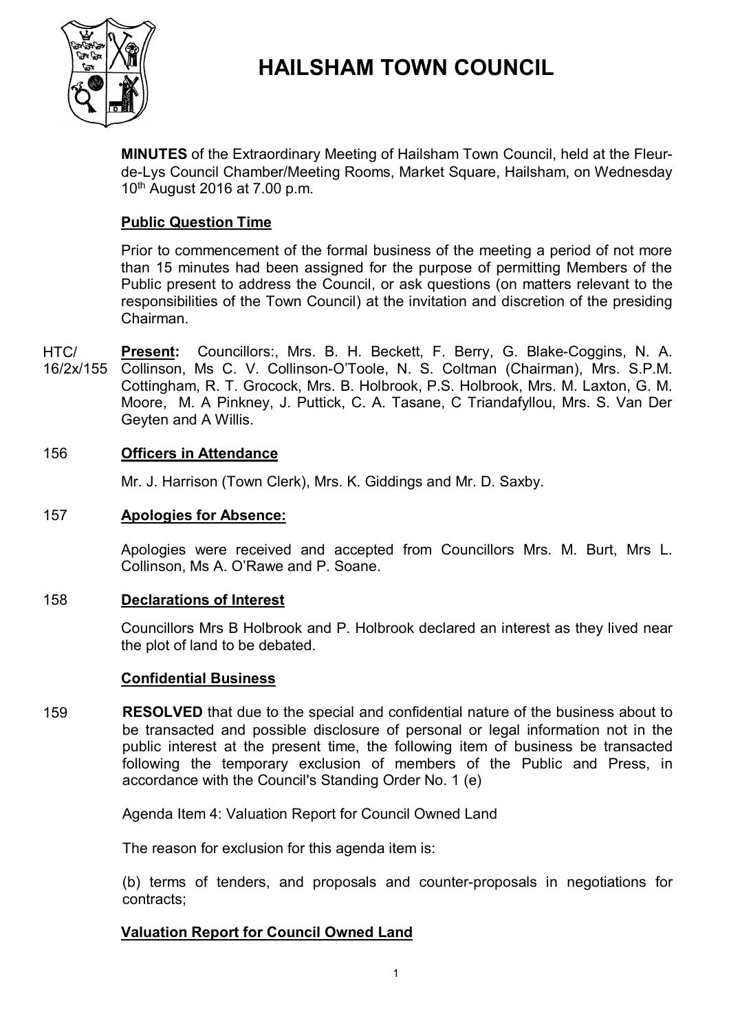# HAILSHAM TOWN COUNCIL

**MINUTES** of the Extraordinary Meeting of Hailsham Town Council, held at the Fleur-de-Lys Council Chamber/Meeting Rooms, Market Square, Hailsham, on Wednesday 10th August 2016 at 7.00 p.m.

**Public Question Time**

Prior to commencement of the formal business of the meeting a period of not more than 15 minutes had been assigned for the purpose of permitting Members of the Public present to address the Council, or ask questions (on matters relevant to the responsibilities of the Town Council) at the invitation and discretion of the presiding Chairman.

HTC/16/2x/155 **Present:** Councillors:, Mrs. B. H. Beckett, F. Berry, G. Blake-Coggins, N. A. Collinson, Ms C. V. Collinson-O'Toole, N. S. Coltman (Chairman), Mrs. S.P.M. Cottingham, R. T. Grocock, Mrs. B. Holbrook, P.S. Holbrook, Mrs. M. Laxton, G. M. Moore, M. A Pinkney, J. Puttick, C. A. Tasane, C Triandafyllou, Mrs. S. Van Der Geyten and A Willis.

156 **Officers in Attendance**

Mr. J. Harrison (Town Clerk), Mrs. K. Giddings and Mr. D. Saxby.

157 **Apologies for Absence:**

Apologies were received and accepted from Councillors Mrs. M. Burt, Mrs L. Collinson, Ms A. O'Rawe and P. Soane.

158 **Declarations of Interest**

Councillors Mrs B Holbrook and P. Holbrook declared an interest as they lived near the plot of land to be debated.

**Confidential Business**

159 **RESOLVED** that due to the special and confidential nature of the business about to be transacted and possible disclosure of personal or legal information not in the public interest at the present time, the following item of business be transacted following the temporary exclusion of members of the Public and Press, in accordance with the Council's Standing Order No. 1 (e)

Agenda Item 4: Valuation Report for Council Owned Land

The reason for exclusion for this agenda item is:

(b) terms of tenders, and proposals and counter-proposals in negotiations for contracts;

**Valuation Report for Council Owned Land**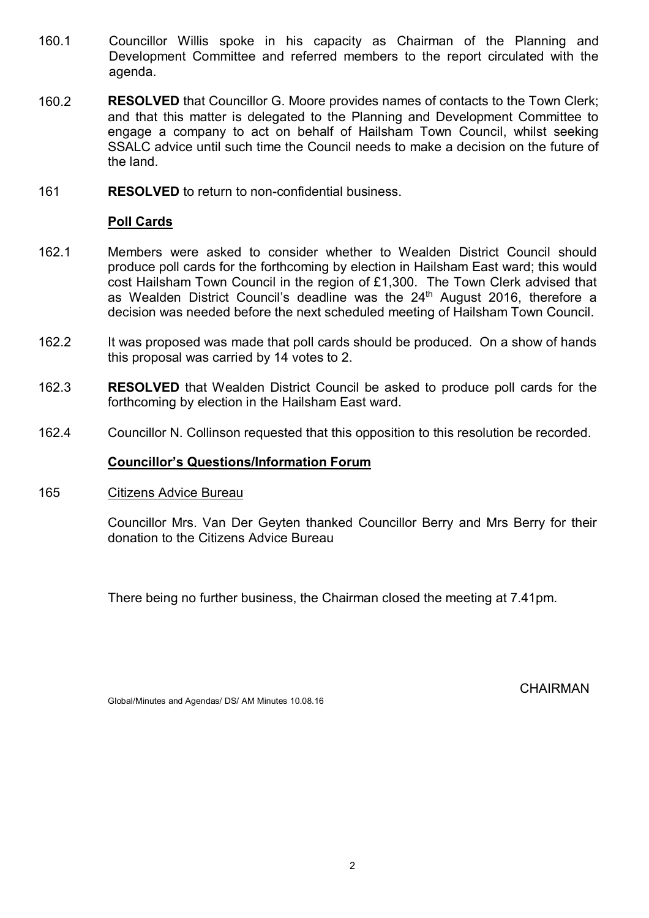160.1 Councillor Willis spoke in his capacity as Chairman of the Planning and Development Committee and referred members to the report circulated with the agenda.

160.2 **RESOLVED** that Councillor G. Moore provides names of contacts to the Town Clerk; and that this matter is delegated to the Planning and Development Committee to engage a company to act on behalf of Hailsham Town Council, whilst seeking SSALC advice until such time the Council needs to make a decision on the future of the land.

161 **RESOLVED** to return to non-confidential business.

**Poll Cards**

162.1 Members were asked to consider whether to Wealden District Council should produce poll cards for the forthcoming by election in Hailsham East ward; this would cost Hailsham Town Council in the region of £1,300. The Town Clerk advised that as Wealden District Council's deadline was the 24th August 2016, therefore a decision was needed before the next scheduled meeting of Hailsham Town Council.

162.2 It was proposed was made that poll cards should be produced. On a show of hands this proposal was carried by 14 votes to 2.

162.3 **RESOLVED** that Wealden District Council be asked to produce poll cards for the forthcoming by election in the Hailsham East ward.

162.4 Councillor N. Collinson requested that this opposition to this resolution be recorded.

**Councillor's Questions/Information Forum**

165 Citizens Advice Bureau

Councillor Mrs. Van Der Geyten thanked Councillor Berry and Mrs Berry for their donation to the Citizens Advice Bureau

There being no further business, the Chairman closed the meeting at 7.41pm.

CHAIRMAN

Global/Minutes and Agendas/ DS/ AM Minutes 10.08.16